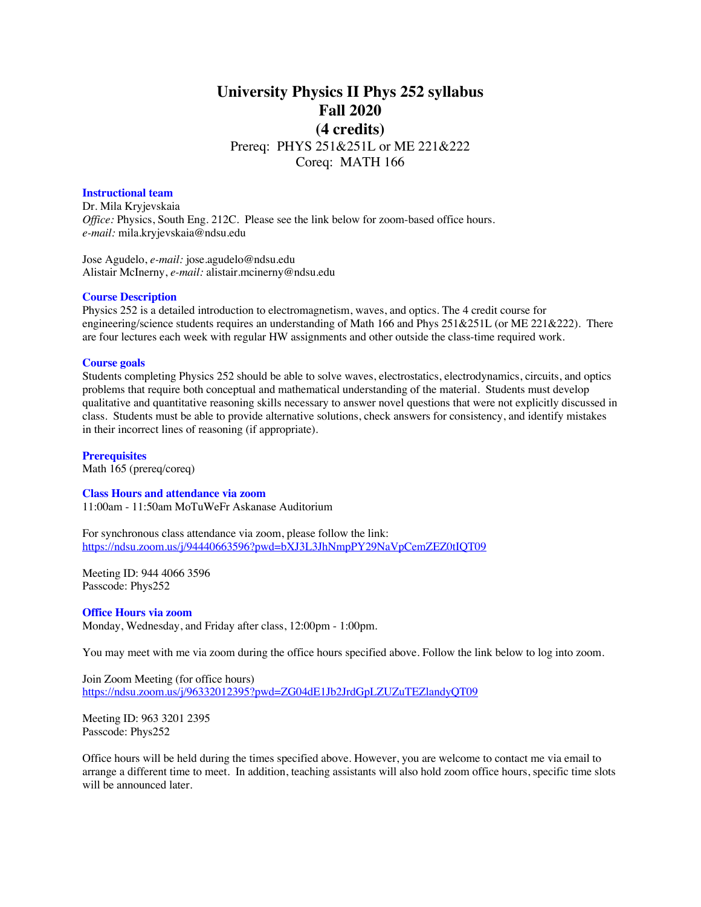# University Physics II Phys 252 syllabus
# Fall 2020
# (4 credits)

Prereq: PHYS 251&251L or ME 221&222
Coreq: MATH 166

### Instructional team

Dr. Mila Kryjevskaia
*Office:* Physics, South Eng. 212C. Please see the link below for zoom-based office hours.
*e-mail:* mila.kryjevskaia@ndsu.edu

Jose Agudelo, *e-mail:* jose.agudelo@ndsu.edu
Alistair McInerny, *e-mail:* alistair.mcinerny@ndsu.edu

### Course Description

Physics 252 is a detailed introduction to electromagnetism, waves, and optics. The 4 credit course for engineering/science students requires an understanding of Math 166 and Phys 251&251L (or ME 221&222). There are four lectures each week with regular HW assignments and other outside the class-time required work.

### Course goals

Students completing Physics 252 should be able to solve waves, electrostatics, electrodynamics, circuits, and optics problems that require both conceptual and mathematical understanding of the material. Students must develop qualitative and quantitative reasoning skills necessary to answer novel questions that were not explicitly discussed in class. Students must be able to provide alternative solutions, check answers for consistency, and identify mistakes in their incorrect lines of reasoning (if appropriate).

### Prerequisites

Math 165 (prereq/coreq)

### Class Hours and attendance via zoom

11:00am - 11:50am MoTuWeFr Askanase Auditorium

For synchronous class attendance via zoom, please follow the link:
https://ndsu.zoom.us/j/94440663596?pwd=bXJ3L3JhNmpPY29NaVpCemZEZ0tIQT09

Meeting ID: 944 4066 3596
Passcode: Phys252

### Office Hours via zoom

Monday, Wednesday, and Friday after class, 12:00pm - 1:00pm.

You may meet with me via zoom during the office hours specified above. Follow the link below to log into zoom.

Join Zoom Meeting (for office hours)
https://ndsu.zoom.us/j/96332012395?pwd=ZG04dE1Jb2JrdGpLZUZuTEZlandyQT09

Meeting ID: 963 3201 2395
Passcode: Phys252

Office hours will be held during the times specified above. However, you are welcome to contact me via email to arrange a different time to meet. In addition, teaching assistants will also hold zoom office hours, specific time slots will be announced later.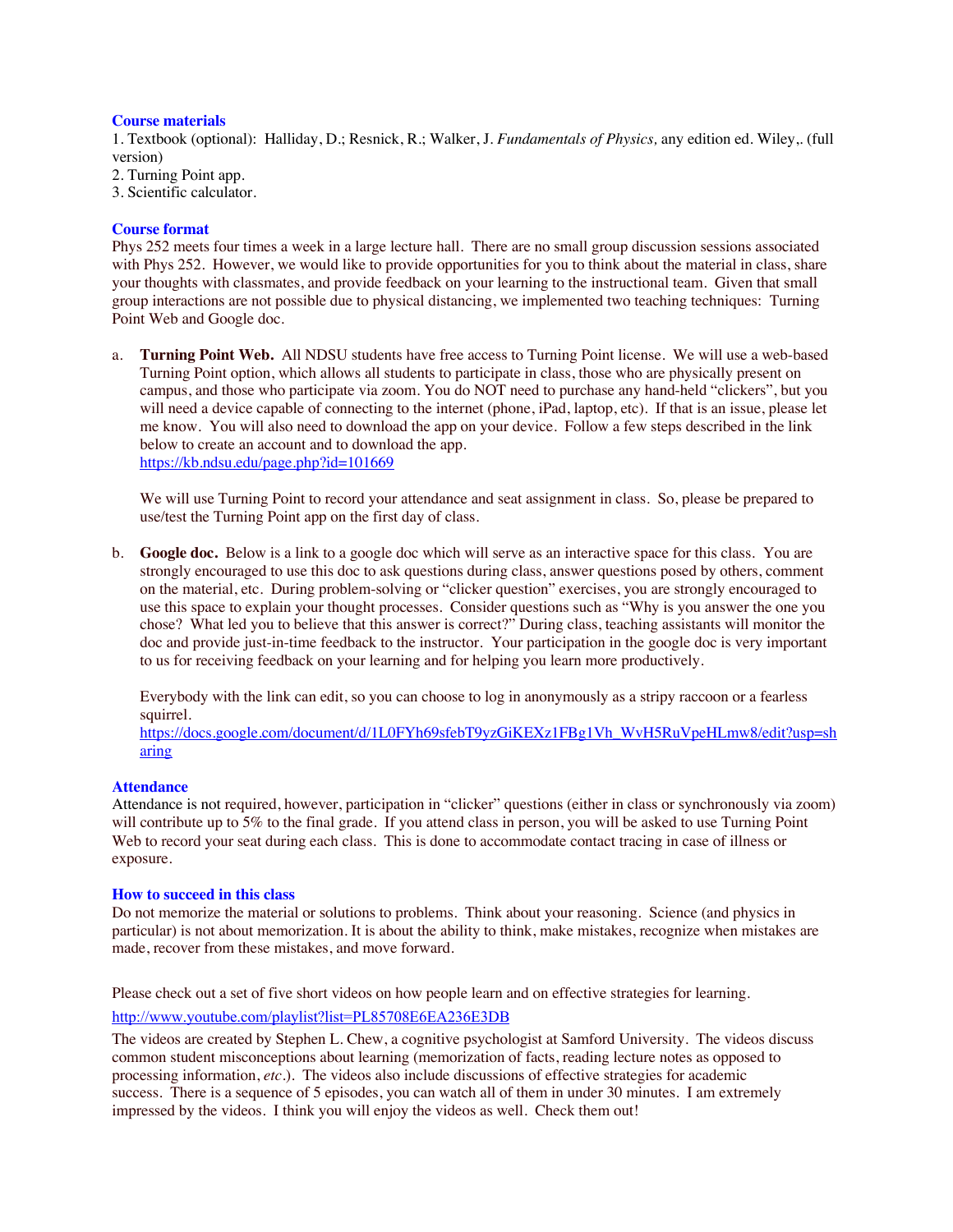### Course materials

1. Textbook (optional): Halliday, D.; Resnick, R.; Walker, J. *Fundamentals of Physics,* any edition ed. Wiley,. (full version)
2. Turning Point app.
3. Scientific calculator.

### Course format

Phys 252 meets four times a week in a large lecture hall. There are no small group discussion sessions associated with Phys 252. However, we would like to provide opportunities for you to think about the material in class, share your thoughts with classmates, and provide feedback on your learning to the instructional team. Given that small group interactions are not possible due to physical distancing, we implemented two teaching techniques: Turning Point Web and Google doc.

a. **Turning Point Web.** All NDSU students have free access to Turning Point license. We will use a web-based Turning Point option, which allows all students to participate in class, those who are physically present on campus, and those who participate via zoom. You do NOT need to purchase any hand-held "clickers", but you will need a device capable of connecting to the internet (phone, iPad, laptop, etc). If that is an issue, please let me know. You will also need to download the app on your device. Follow a few steps described in the link below to create an account and to download the app.
https://kb.ndsu.edu/page.php?id=101669

   We will use Turning Point to record your attendance and seat assignment in class. So, please be prepared to use/test the Turning Point app on the first day of class.

b. **Google doc.** Below is a link to a google doc which will serve as an interactive space for this class. You are strongly encouraged to use this doc to ask questions during class, answer questions posed by others, comment on the material, etc. During problem-solving or "clicker question" exercises, you are strongly encouraged to use this space to explain your thought processes. Consider questions such as "Why is you answer the one you chose? What led you to believe that this answer is correct?" During class, teaching assistants will monitor the doc and provide just-in-time feedback to the instructor. Your participation in the google doc is very important to us for receiving feedback on your learning and for helping you learn more productively.

   Everybody with the link can edit, so you can choose to log in anonymously as a stripy raccoon or a fearless squirrel.
https://docs.google.com/document/d/1L0FYh69sfebT9yzGiKEXz1FBg1Vh_WvH5RuVpeHLmw8/edit?usp=sharing

### Attendance

Attendance is not required, however, participation in "clicker" questions (either in class or synchronously via zoom) will contribute up to 5% to the final grade. If you attend class in person, you will be asked to use Turning Point Web to record your seat during each class. This is done to accommodate contact tracing in case of illness or exposure.

### How to succeed in this class

Do not memorize the material or solutions to problems. Think about your reasoning. Science (and physics in particular) is not about memorization. It is about the ability to think, make mistakes, recognize when mistakes are made, recover from these mistakes, and move forward.

Please check out a set of five short videos on how people learn and on effective strategies for learning.

http://www.youtube.com/playlist?list=PL85708E6EA236E3DB

The videos are created by Stephen L. Chew, a cognitive psychologist at Samford University. The videos discuss common student misconceptions about learning (memorization of facts, reading lecture notes as opposed to processing information, *etc*.). The videos also include discussions of effective strategies for academic success. There is a sequence of 5 episodes, you can watch all of them in under 30 minutes. I am extremely impressed by the videos. I think you will enjoy the videos as well. Check them out!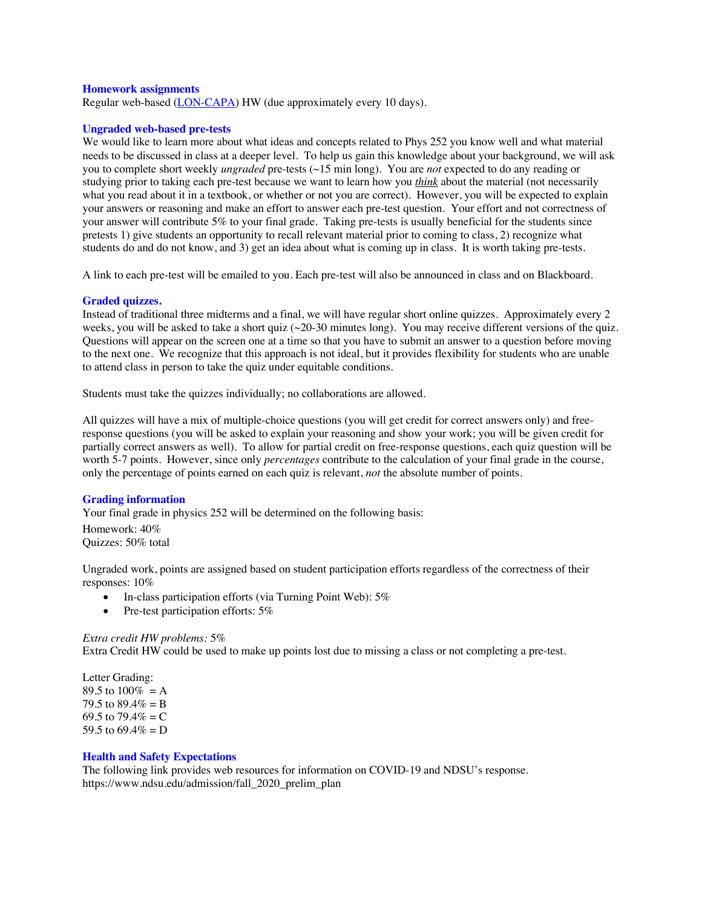### Homework assignments

Regular web-based (LON-CAPA) HW (due approximately every 10 days).

### Ungraded web-based pre-tests

We would like to learn more about what ideas and concepts related to Phys 252 you know well and what material needs to be discussed in class at a deeper level. To help us gain this knowledge about your background, we will ask you to complete short weekly *ungraded* pre-tests (~15 min long). You are *not* expected to do any reading or studying prior to taking each pre-test because we want to learn how you ***think*** about the material (not necessarily what you read about it in a textbook, or whether or not you are correct). However, you will be expected to explain your answers or reasoning and make an effort to answer each pre-test question. Your effort and not correctness of your answer will contribute 5% to your final grade. Taking pre-tests is usually beneficial for the students since pretests 1) give students an opportunity to recall relevant material prior to coming to class, 2) recognize what students do and do not know, and 3) get an idea about what is coming up in class. It is worth taking pre-tests.

A link to each pre-test will be emailed to you. Each pre-test will also be announced in class and on Blackboard.

### Graded quizzes.

Instead of traditional three midterms and a final, we will have regular short online quizzes. Approximately every 2 weeks, you will be asked to take a short quiz (~20-30 minutes long). You may receive different versions of the quiz. Questions will appear on the screen one at a time so that you have to submit an answer to a question before moving to the next one. We recognize that this approach is not ideal, but it provides flexibility for students who are unable to attend class in person to take the quiz under equitable conditions.

Students must take the quizzes individually; no collaborations are allowed.

All quizzes will have a mix of multiple-choice questions (you will get credit for correct answers only) and free-response questions (you will be asked to explain your reasoning and show your work; you will be given credit for partially correct answers as well). To allow for partial credit on free-response questions, each quiz question will be worth 5-7 points. However, since only *percentages* contribute to the calculation of your final grade in the course, only the percentage of points earned on each quiz is relevant, *not* the absolute number of points.

### Grading information

Your final grade in physics 252 will be determined on the following basis:

Homework: 40%
Quizzes: 50% total

Ungraded work, points are assigned based on student participation efforts regardless of the correctness of their responses: 10%

- In-class participation efforts (via Turning Point Web): 5%
- Pre-test participation efforts: 5%

*Extra credit HW problems:* 5%
Extra Credit HW could be used to make up points lost due to missing a class or not completing a pre-test.

Letter Grading:
89.5 to 100% = A
79.5 to 89.4% = B
69.5 to 79.4% = C
59.5 to 69.4% = D

### Health and Safety Expectations

The following link provides web resources for information on COVID-19 and NDSU's response.
https://www.ndsu.edu/admission/fall_2020_prelim_plan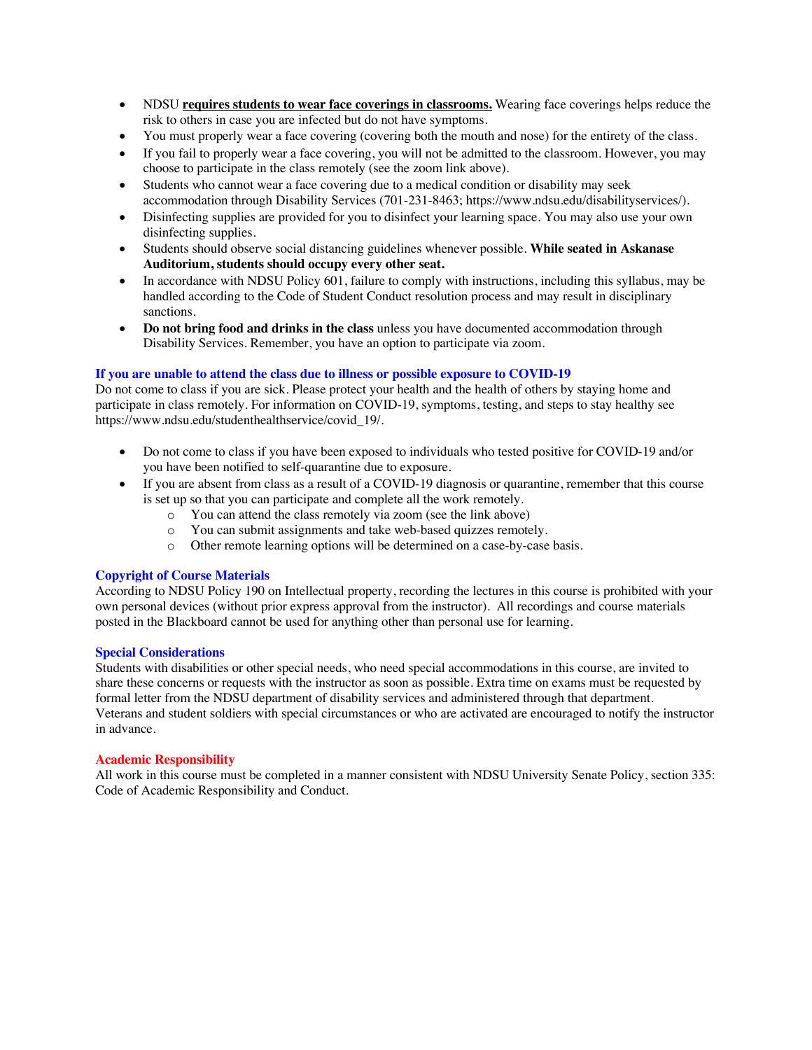- NDSU **requires students to wear face coverings in classrooms.** Wearing face coverings helps reduce the risk to others in case you are infected but do not have symptoms.
- You must properly wear a face covering (covering both the mouth and nose) for the entirety of the class.
- If you fail to properly wear a face covering, you will not be admitted to the classroom. However, you may choose to participate in the class remotely (see the zoom link above).
- Students who cannot wear a face covering due to a medical condition or disability may seek accommodation through Disability Services (701-231-8463; https://www.ndsu.edu/disabilityservices/).
- Disinfecting supplies are provided for you to disinfect your learning space. You may also use your own disinfecting supplies.
- Students should observe social distancing guidelines whenever possible. **While seated in Askanase Auditorium, students should occupy every other seat.**
- In accordance with NDSU Policy 601, failure to comply with instructions, including this syllabus, may be handled according to the Code of Student Conduct resolution process and may result in disciplinary sanctions.
- **Do not bring food and drinks in the class** unless you have documented accommodation through Disability Services. Remember, you have an option to participate via zoom.

### If you are unable to attend the class due to illness or possible exposure to COVID-19

Do not come to class if you are sick. Please protect your health and the health of others by staying home and participate in class remotely. For information on COVID-19, symptoms, testing, and steps to stay healthy see https://www.ndsu.edu/studenthealthservice/covid_19/.

- Do not come to class if you have been exposed to individuals who tested positive for COVID-19 and/or you have been notified to self-quarantine due to exposure.
- If you are absent from class as a result of a COVID-19 diagnosis or quarantine, remember that this course is set up so that you can participate and complete all the work remotely.
  - You can attend the class remotely via zoom (see the link above)
  - You can submit assignments and take web-based quizzes remotely.
  - Other remote learning options will be determined on a case-by-case basis.

### Copyright of Course Materials

According to NDSU Policy 190 on Intellectual property, recording the lectures in this course is prohibited with your own personal devices (without prior express approval from the instructor). All recordings and course materials posted in the Blackboard cannot be used for anything other than personal use for learning.

### Special Considerations

Students with disabilities or other special needs, who need special accommodations in this course, are invited to share these concerns or requests with the instructor as soon as possible. Extra time on exams must be requested by formal letter from the NDSU department of disability services and administered through that department. Veterans and student soldiers with special circumstances or who are activated are encouraged to notify the instructor in advance.

### Academic Responsibility

All work in this course must be completed in a manner consistent with NDSU University Senate Policy, section 335: Code of Academic Responsibility and Conduct.